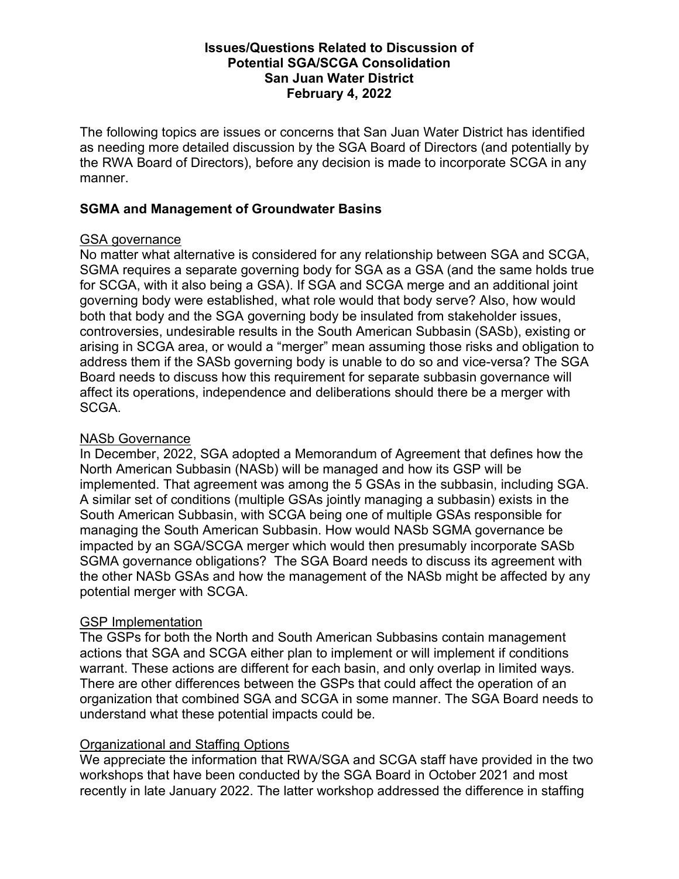**Issues/Questions Related to Discussion of Potential SGA/SCGA Consolidation San Juan Water District February 4, 2022**

The following topics are issues or concerns that San Juan Water District has identified as needing more detailed discussion by the SGA Board of Directors (and potentially by the RWA Board of Directors), before any decision is made to incorporate SCGA in any manner.

## SGMA and Management of Groundwater Basins

### GSA governance

No matter what alternative is considered for any relationship between SGA and SCGA, SGMA requires a separate governing body for SGA as a GSA (and the same holds true for SCGA, with it also being a GSA). If SGA and SCGA merge and an additional joint governing body were established, what role would that body serve? Also, how would both that body and the SGA governing body be insulated from stakeholder issues, controversies, undesirable results in the South American Subbasin (SASb), existing or arising in SCGA area, or would a "merger" mean assuming those risks and obligation to address them if the SASb governing body is unable to do so and vice-versa? The SGA Board needs to discuss how this requirement for separate subbasin governance will affect its operations, independence and deliberations should there be a merger with SCGA.

### NASb Governance

In December, 2022, SGA adopted a Memorandum of Agreement that defines how the North American Subbasin (NASb) will be managed and how its GSP will be implemented. That agreement was among the 5 GSAs in the subbasin, including SGA. A similar set of conditions (multiple GSAs jointly managing a subbasin) exists in the South American Subbasin, with SCGA being one of multiple GSAs responsible for managing the South American Subbasin. How would NASb SGMA governance be impacted by an SGA/SCGA merger which would then presumably incorporate SASb SGMA governance obligations? The SGA Board needs to discuss its agreement with the other NASb GSAs and how the management of the NASb might be affected by any potential merger with SCGA.

### GSP Implementation

The GSPs for both the North and South American Subbasins contain management actions that SGA and SCGA either plan to implement or will implement if conditions warrant. These actions are different for each basin, and only overlap in limited ways. There are other differences between the GSPs that could affect the operation of an organization that combined SGA and SCGA in some manner. The SGA Board needs to understand what these potential impacts could be.

### Organizational and Staffing Options

We appreciate the information that RWA/SGA and SCGA staff have provided in the two workshops that have been conducted by the SGA Board in October 2021 and most recently in late January 2022. The latter workshop addressed the difference in staffing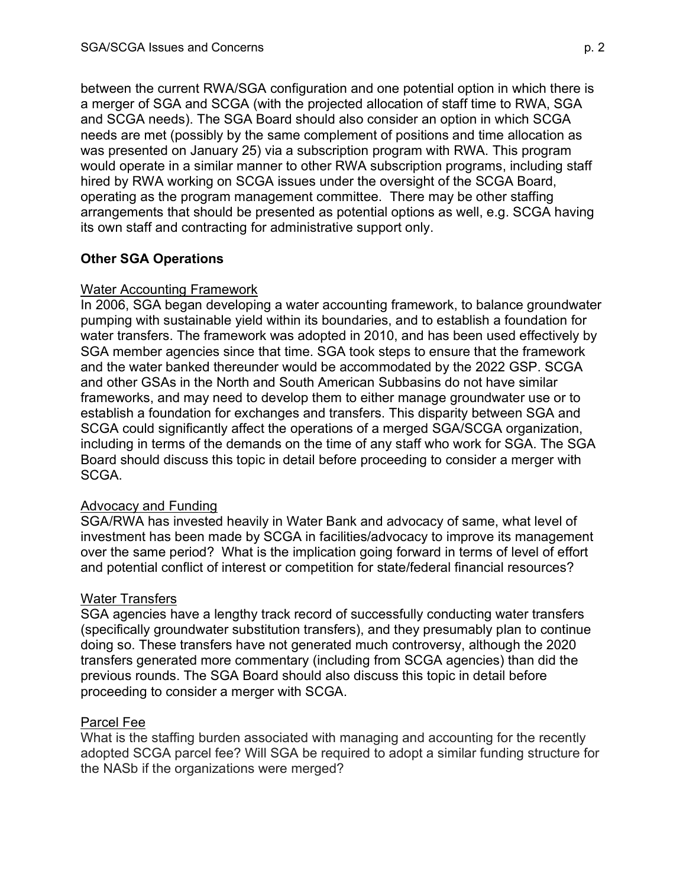between the current RWA/SGA configuration and one potential option in which there is a merger of SGA and SCGA (with the projected allocation of staff time to RWA, SGA and SCGA needs). The SGA Board should also consider an option in which SCGA needs are met (possibly by the same complement of positions and time allocation as was presented on January 25) via a subscription program with RWA. This program would operate in a similar manner to other RWA subscription programs, including staff hired by RWA working on SCGA issues under the oversight of the SCGA Board, operating as the program management committee. There may be other staffing arrangements that should be presented as potential options as well, e.g. SCGA having its own staff and contracting for administrative support only.

## Other SGA Operations

<u>Water Accounting Framework</u>

In 2006, SGA began developing a water accounting framework, to balance groundwater pumping with sustainable yield within its boundaries, and to establish a foundation for water transfers. The framework was adopted in 2010, and has been used effectively by SGA member agencies since that time. SGA took steps to ensure that the framework and the water banked thereunder would be accommodated by the 2022 GSP. SCGA and other GSAs in the North and South American Subbasins do not have similar frameworks, and may need to develop them to either manage groundwater use or to establish a foundation for exchanges and transfers. This disparity between SGA and SCGA could significantly affect the operations of a merged SGA/SCGA organization, including in terms of the demands on the time of any staff who work for SGA. The SGA Board should discuss this topic in detail before proceeding to consider a merger with SCGA.

<u>Advocacy and Funding</u>

SGA/RWA has invested heavily in Water Bank and advocacy of same, what level of investment has been made by SCGA in facilities/advocacy to improve its management over the same period? What is the implication going forward in terms of level of effort and potential conflict of interest or competition for state/federal financial resources?

<u>Water Transfers</u>

SGA agencies have a lengthy track record of successfully conducting water transfers (specifically groundwater substitution transfers), and they presumably plan to continue doing so. These transfers have not generated much controversy, although the 2020 transfers generated more commentary (including from SCGA agencies) than did the previous rounds. The SGA Board should also discuss this topic in detail before proceeding to consider a merger with SCGA.

<u>Parcel Fee</u>

What is the staffing burden associated with managing and accounting for the recently adopted SCGA parcel fee? Will SGA be required to adopt a similar funding structure for the NASb if the organizations were merged?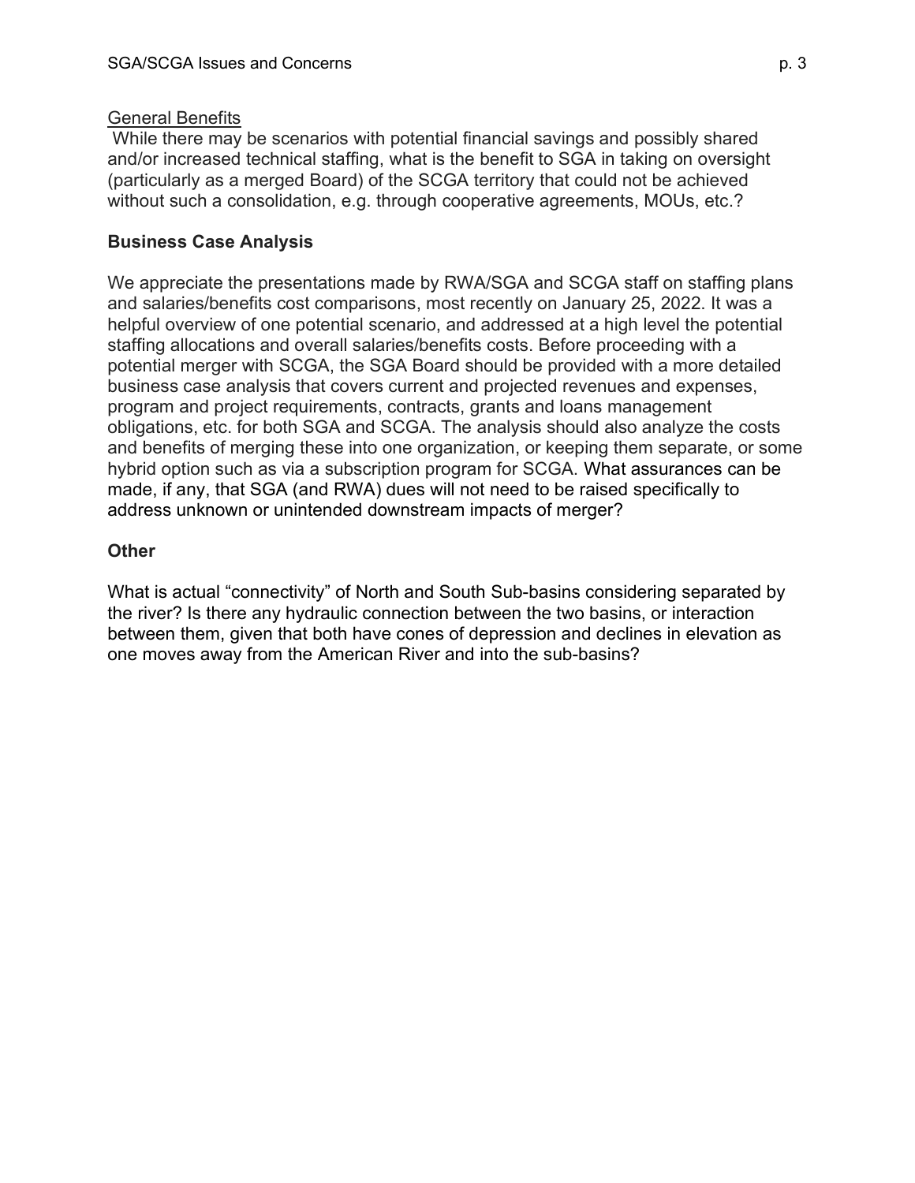General Benefits

While there may be scenarios with potential financial savings and possibly shared and/or increased technical staffing, what is the benefit to SGA in taking on oversight (particularly as a merged Board) of the SCGA territory that could not be achieved without such a consolidation, e.g. through cooperative agreements, MOUs, etc.?

**Business Case Analysis**

We appreciate the presentations made by RWA/SGA and SCGA staff on staffing plans and salaries/benefits cost comparisons, most recently on January 25, 2022. It was a helpful overview of one potential scenario, and addressed at a high level the potential staffing allocations and overall salaries/benefits costs. Before proceeding with a potential merger with SCGA, the SGA Board should be provided with a more detailed business case analysis that covers current and projected revenues and expenses, program and project requirements, contracts, grants and loans management obligations, etc. for both SGA and SCGA. The analysis should also analyze the costs and benefits of merging these into one organization, or keeping them separate, or some hybrid option such as via a subscription program for SCGA. What assurances can be made, if any, that SGA (and RWA) dues will not need to be raised specifically to address unknown or unintended downstream impacts of merger?

**Other**

What is actual "connectivity" of North and South Sub-basins considering separated by the river? Is there any hydraulic connection between the two basins, or interaction between them, given that both have cones of depression and declines in elevation as one moves away from the American River and into the sub-basins?